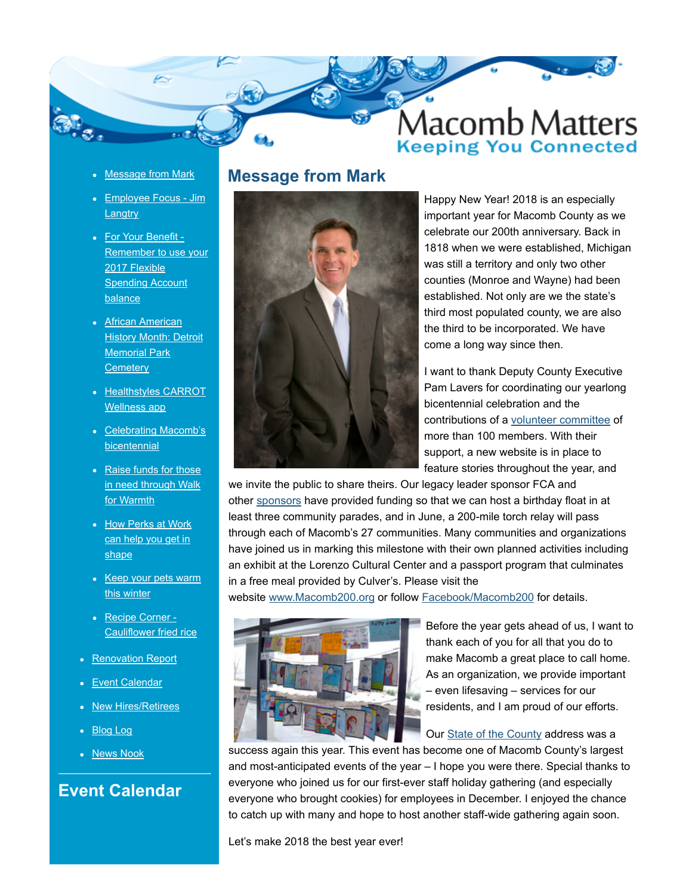# Macomb Matters

## Keeping You Connected

- Message from Mark
  - Employee Focus - Jim Langtry
  - For Your Benefit - Remember to use your 2017 Flexible Spending Account balance
  - African American History Month: Detroit Memorial Park Cemetery
  - Healthstyles CARROT Wellness app
  - Celebrating Macomb's bicentennial
  - Raise funds for those in need through Walk for Warmth
  - How Perks at Work can help you get in shape
  - Keep your pets warm this winter
  - Recipe Corner - Cauliflower fried rice
- Renovation Report
- Event Calendar
- New Hires/Retirees
- Blog Log
- News Nook

## Event Calendar

## Message from Mark

Happy New Year! 2018 is an especially important year for Macomb County as we celebrate our 200th anniversary. Back in 1818 when we were established, Michigan was still a territory and only two other counties (Monroe and Wayne) had been established. Not only are we the state's third most populated county, we are also the third to be incorporated. We have come a long way since then.

I want to thank Deputy County Executive Pam Lavers for coordinating our yearlong bicentennial celebration and the contributions of a volunteer committee of more than 100 members. With their support, a new website is in place to feature stories throughout the year, and we invite the public to share theirs. Our legacy leader sponsor FCA and other sponsors have provided funding so that we can host a birthday float in at least three community parades, and in June, a 200-mile torch relay will pass through each of Macomb's 27 communities. Many communities and organizations have joined us in marking this milestone with their own planned activities including an exhibit at the Lorenzo Cultural Center and a passport program that culminates in a free meal provided by Culver's. Please visit the website www.Macomb200.org or follow Facebook/Macomb200 for details.

Before the year gets ahead of us, I want to thank each of you for all that you do to make Macomb a great place to call home. As an organization, we provide important – even lifesaving – services for our residents, and I am proud of our efforts.

Our State of the County address was a success again this year. This event has become one of Macomb County's largest and most-anticipated events of the year – I hope you were there. Special thanks to everyone who joined us for our first-ever staff holiday gathering (and especially everyone who brought cookies) for employees in December. I enjoyed the chance to catch up with many and hope to host another staff-wide gathering again soon.

Let's make 2018 the best year ever!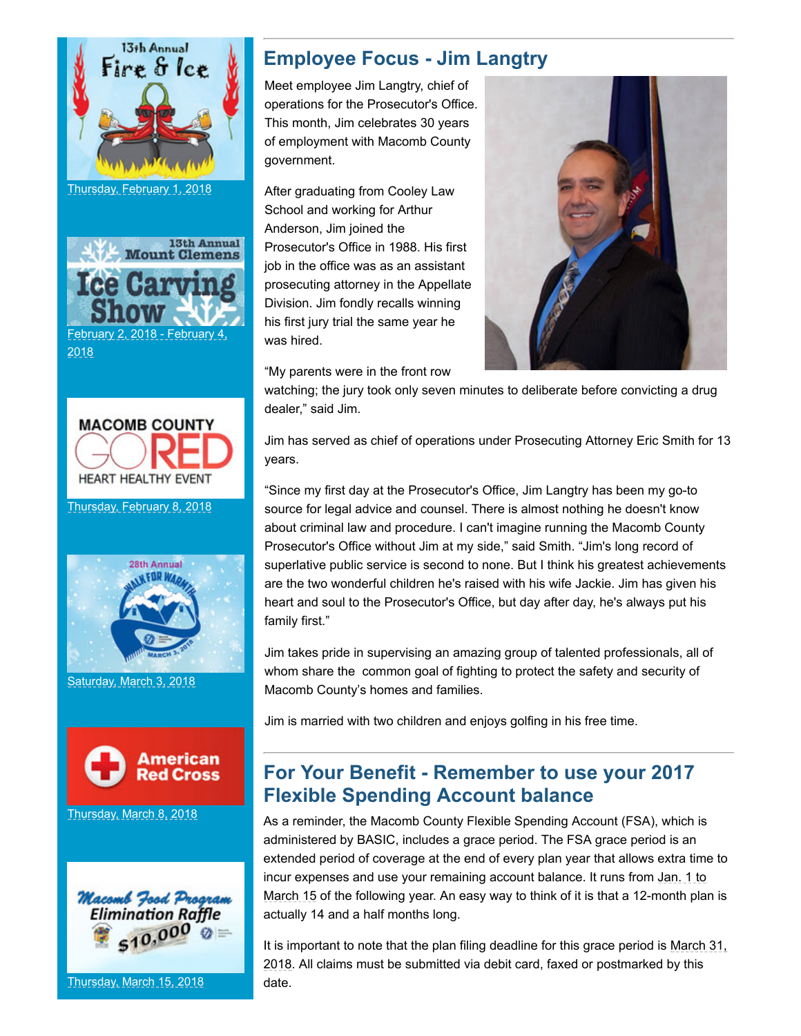13th Annual Fire & Ice

Thursday, February 1, 2018

13th Annual Mount Clemens Ice Carving Show

February 2, 2018 - February 4, 2018

MACOMB COUNTY GO RED HEART HEALTHY EVENT

Thursday, February 8, 2018

28th Annual Walk for Warmth

Saturday, March 3, 2018

American Red Cross

Thursday, March 8, 2018

Macomb Food Program Elimination Raffle $10,000

Thursday, March 15, 2018

## Employee Focus - Jim Langtry

Meet employee Jim Langtry, chief of operations for the Prosecutor's Office. This month, Jim celebrates 30 years of employment with Macomb County government.

After graduating from Cooley Law School and working for Arthur Anderson, Jim joined the Prosecutor's Office in 1988. His first job in the office was as an assistant prosecuting attorney in the Appellate Division. Jim fondly recalls winning his first jury trial the same year he was hired.

"My parents were in the front row watching; the jury took only seven minutes to deliberate before convicting a drug dealer," said Jim.

Jim has served as chief of operations under Prosecuting Attorney Eric Smith for 13 years.

"Since my first day at the Prosecutor's Office, Jim Langtry has been my go-to source for legal advice and counsel. There is almost nothing he doesn't know about criminal law and procedure. I can't imagine running the Macomb County Prosecutor's Office without Jim at my side," said Smith. "Jim's long record of superlative public service is second to none. But I think his greatest achievements are the two wonderful children he's raised with his wife Jackie. Jim has given his heart and soul to the Prosecutor's Office, but day after day, he's always put his family first."

Jim takes pride in supervising an amazing group of talented professionals, all of whom share the common goal of fighting to protect the safety and security of Macomb County's homes and families.

Jim is married with two children and enjoys golfing in his free time.

## For Your Benefit - Remember to use your 2017 Flexible Spending Account balance

As a reminder, the Macomb County Flexible Spending Account (FSA), which is administered by BASIC, includes a grace period. The FSA grace period is an extended period of coverage at the end of every plan year that allows extra time to incur expenses and use your remaining account balance. It runs from Jan. 1 to March 15 of the following year. An easy way to think of it is that a 12-month plan is actually 14 and a half months long.

It is important to note that the plan filing deadline for this grace period is March 31, 2018. All claims must be submitted via debit card, faxed or postmarked by this date.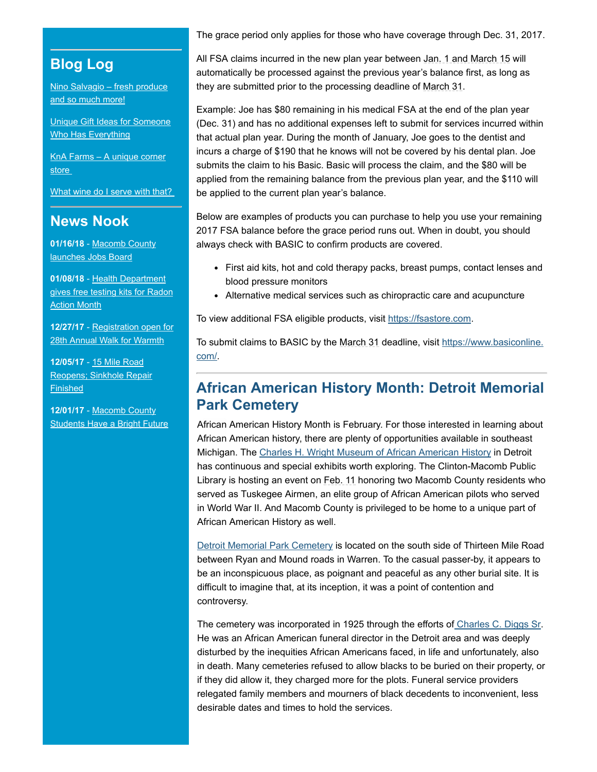## Blog Log

[Nino Salvagio – fresh produce and so much more!]

[Unique Gift Ideas for Someone Who Has Everything]

[KnA Farms – A unique corner store]

[What wine do I serve with that?]

## News Nook

**01/16/18** - Macomb County launches Jobs Board

**01/08/18** - Health Department gives free testing kits for Radon Action Month

**12/27/17** - Registration open for 28th Annual Walk for Warmth

**12/05/17** - 15 Mile Road Reopens; Sinkhole Repair Finished

**12/01/17** - Macomb County Students Have a Bright Future

The grace period only applies for those who have coverage through Dec. 31, 2017.

All FSA claims incurred in the new plan year between Jan. 1 and March 15 will automatically be processed against the previous year's balance first, as long as they are submitted prior to the processing deadline of March 31.

Example: Joe has $80 remaining in his medical FSA at the end of the plan year (Dec. 31) and has no additional expenses left to submit for services incurred within that actual plan year. During the month of January, Joe goes to the dentist and incurs a charge of $190 that he knows will not be covered by his dental plan. Joe submits the claim to his Basic. Basic will process the claim, and the $80 will be applied from the remaining balance from the previous plan year, and the $110 will be applied to the current plan year's balance.

Below are examples of products you can purchase to help you use your remaining 2017 FSA balance before the grace period runs out. When in doubt, you should always check with BASIC to confirm products are covered.

- First aid kits, hot and cold therapy packs, breast pumps, contact lenses and blood pressure monitors
- Alternative medical services such as chiropractic care and acupuncture

To view additional FSA eligible products, visit https://fsastore.com.

To submit claims to BASIC by the March 31 deadline, visit https://www.basiconline.com/.

---

## African American History Month: Detroit Memorial Park Cemetery

African American History Month is February. For those interested in learning about African American history, there are plenty of opportunities available in southeast Michigan. The Charles H. Wright Museum of African American History in Detroit has continuous and special exhibits worth exploring. The Clinton-Macomb Public Library is hosting an event on Feb. 11 honoring two Macomb County residents who served as Tuskegee Airmen, an elite group of African American pilots who served in World War II. And Macomb County is privileged to be home to a unique part of African American History as well.

Detroit Memorial Park Cemetery is located on the south side of Thirteen Mile Road between Ryan and Mound roads in Warren. To the casual passer-by, it appears to be an inconspicuous place, as poignant and peaceful as any other burial site. It is difficult to imagine that, at its inception, it was a point of contention and controversy.

The cemetery was incorporated in 1925 through the efforts of Charles C. Diggs Sr. He was an African American funeral director in the Detroit area and was deeply disturbed by the inequities African Americans faced, in life and unfortunately, also in death. Many cemeteries refused to allow blacks to be buried on their property, or if they did allow it, they charged more for the plots. Funeral service providers relegated family members and mourners of black decedents to inconvenient, less desirable dates and times to hold the services.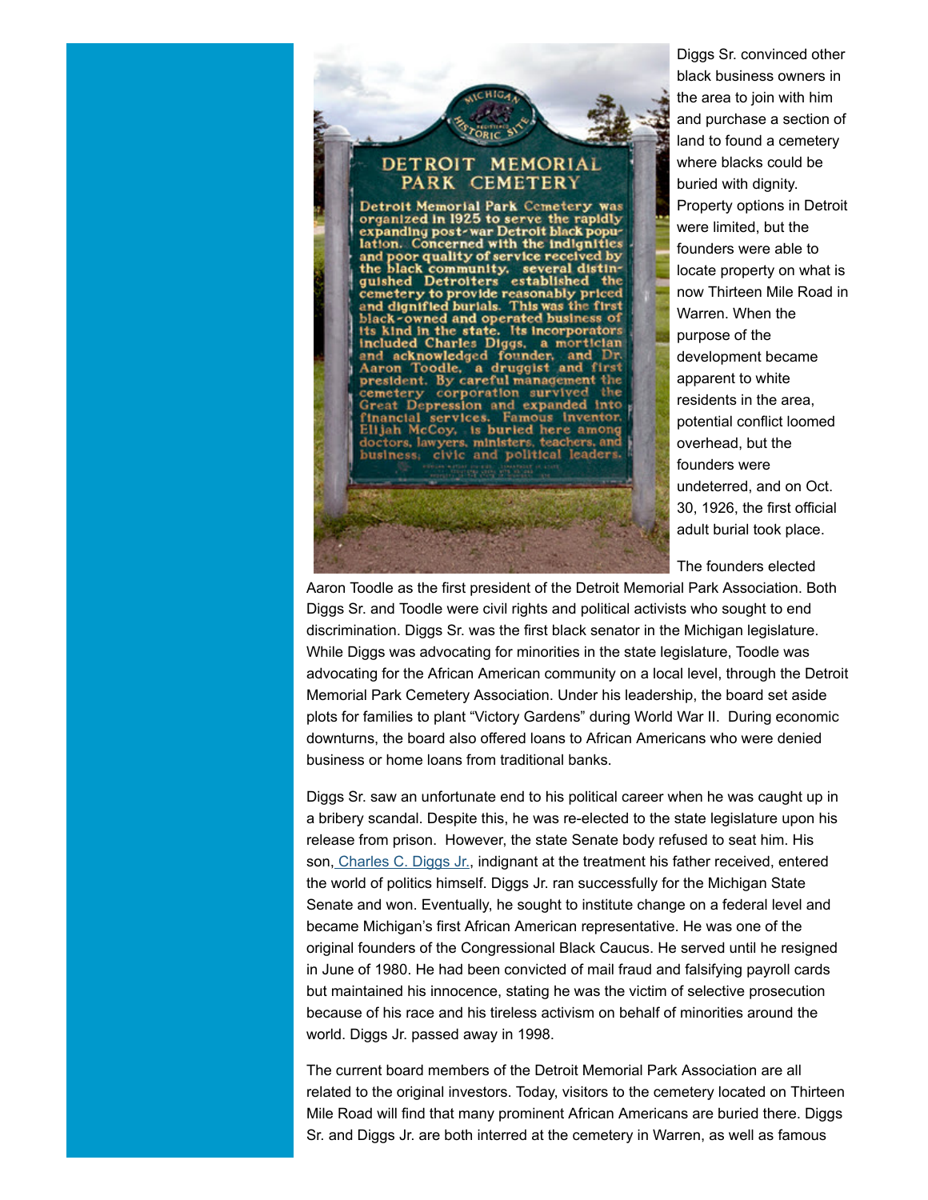Diggs Sr. convinced other black business owners in the area to join with him and purchase a section of land to found a cemetery where blacks could be buried with dignity. Property options in Detroit were limited, but the founders were able to locate property on what is now Thirteen Mile Road in Warren. When the purpose of the development became apparent to white residents in the area, potential conflict loomed overhead, but the founders were undeterred, and on Oct. 30, 1926, the first official adult burial took place.

The founders elected Aaron Toodle as the first president of the Detroit Memorial Park Association. Both Diggs Sr. and Toodle were civil rights and political activists who sought to end discrimination. Diggs Sr. was the first black senator in the Michigan legislature. While Diggs was advocating for minorities in the state legislature, Toodle was advocating for the African American community on a local level, through the Detroit Memorial Park Cemetery Association. Under his leadership, the board set aside plots for families to plant "Victory Gardens" during World War II. During economic downturns, the board also offered loans to African Americans who were denied business or home loans from traditional banks.

Diggs Sr. saw an unfortunate end to his political career when he was caught up in a bribery scandal. Despite this, he was re-elected to the state legislature upon his release from prison. However, the state Senate body refused to seat him. His son, Charles C. Diggs Jr., indignant at the treatment his father received, entered the world of politics himself. Diggs Jr. ran successfully for the Michigan State Senate and won. Eventually, he sought to institute change on a federal level and became Michigan's first African American representative. He was one of the original founders of the Congressional Black Caucus. He served until he resigned in June of 1980. He had been convicted of mail fraud and falsifying payroll cards but maintained his innocence, stating he was the victim of selective prosecution because of his race and his tireless activism on behalf of minorities around the world. Diggs Jr. passed away in 1998.

The current board members of the Detroit Memorial Park Association are all related to the original investors. Today, visitors to the cemetery located on Thirteen Mile Road will find that many prominent African Americans are buried there. Diggs Sr. and Diggs Jr. are both interred at the cemetery in Warren, as well as famous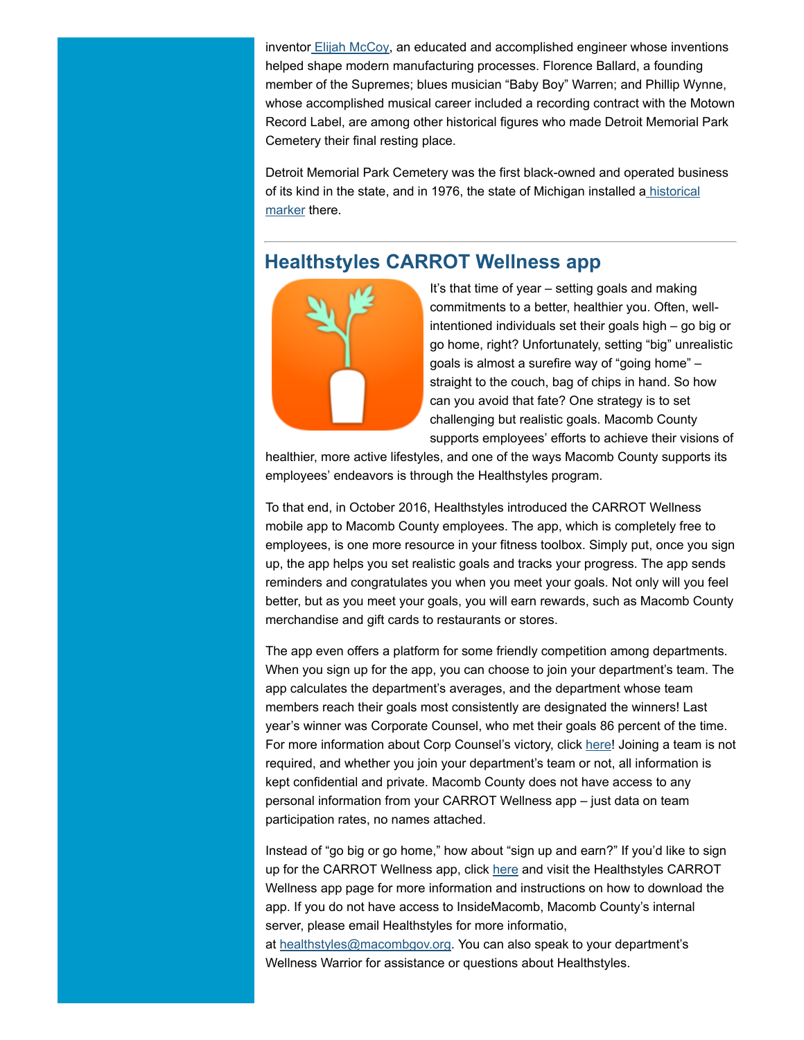inventor Elijah McCoy, an educated and accomplished engineer whose inventions helped shape modern manufacturing processes. Florence Ballard, a founding member of the Supremes; blues musician "Baby Boy" Warren; and Phillip Wynne, whose accomplished musical career included a recording contract with the Motown Record Label, are among other historical figures who made Detroit Memorial Park Cemetery their final resting place.

Detroit Memorial Park Cemetery was the first black-owned and operated business of its kind in the state, and in 1976, the state of Michigan installed a historical marker there.

---

## Healthstyles CARROT Wellness app

It's that time of year – setting goals and making commitments to a better, healthier you. Often, well-intentioned individuals set their goals high – go big or go home, right? Unfortunately, setting "big" unrealistic goals is almost a surefire way of "going home" – straight to the couch, bag of chips in hand. So how can you avoid that fate? One strategy is to set challenging but realistic goals. Macomb County supports employees' efforts to achieve their visions of healthier, more active lifestyles, and one of the ways Macomb County supports its employees' endeavors is through the Healthstyles program.

To that end, in October 2016, Healthstyles introduced the CARROT Wellness mobile app to Macomb County employees. The app, which is completely free to employees, is one more resource in your fitness toolbox. Simply put, once you sign up, the app helps you set realistic goals and tracks your progress. The app sends reminders and congratulates you when you meet your goals. Not only will you feel better, but as you meet your goals, you will earn rewards, such as Macomb County merchandise and gift cards to restaurants or stores.

The app even offers a platform for some friendly competition among departments. When you sign up for the app, you can choose to join your department's team. The app calculates the department's averages, and the department whose team members reach their goals most consistently are designated the winners! Last year's winner was Corporate Counsel, who met their goals 86 percent of the time. For more information about Corp Counsel's victory, click here! Joining a team is not required, and whether you join your department's team or not, all information is kept confidential and private. Macomb County does not have access to any personal information from your CARROT Wellness app – just data on team participation rates, no names attached.

Instead of "go big or go home," how about "sign up and earn?" If you'd like to sign up for the CARROT Wellness app, click here and visit the Healthstyles CARROT Wellness app page for more information and instructions on how to download the app. If you do not have access to InsideMacomb, Macomb County's internal server, please email Healthstyles for more informatio, at healthstyles@macombgov.org. You can also speak to your department's Wellness Warrior for assistance or questions about Healthstyles.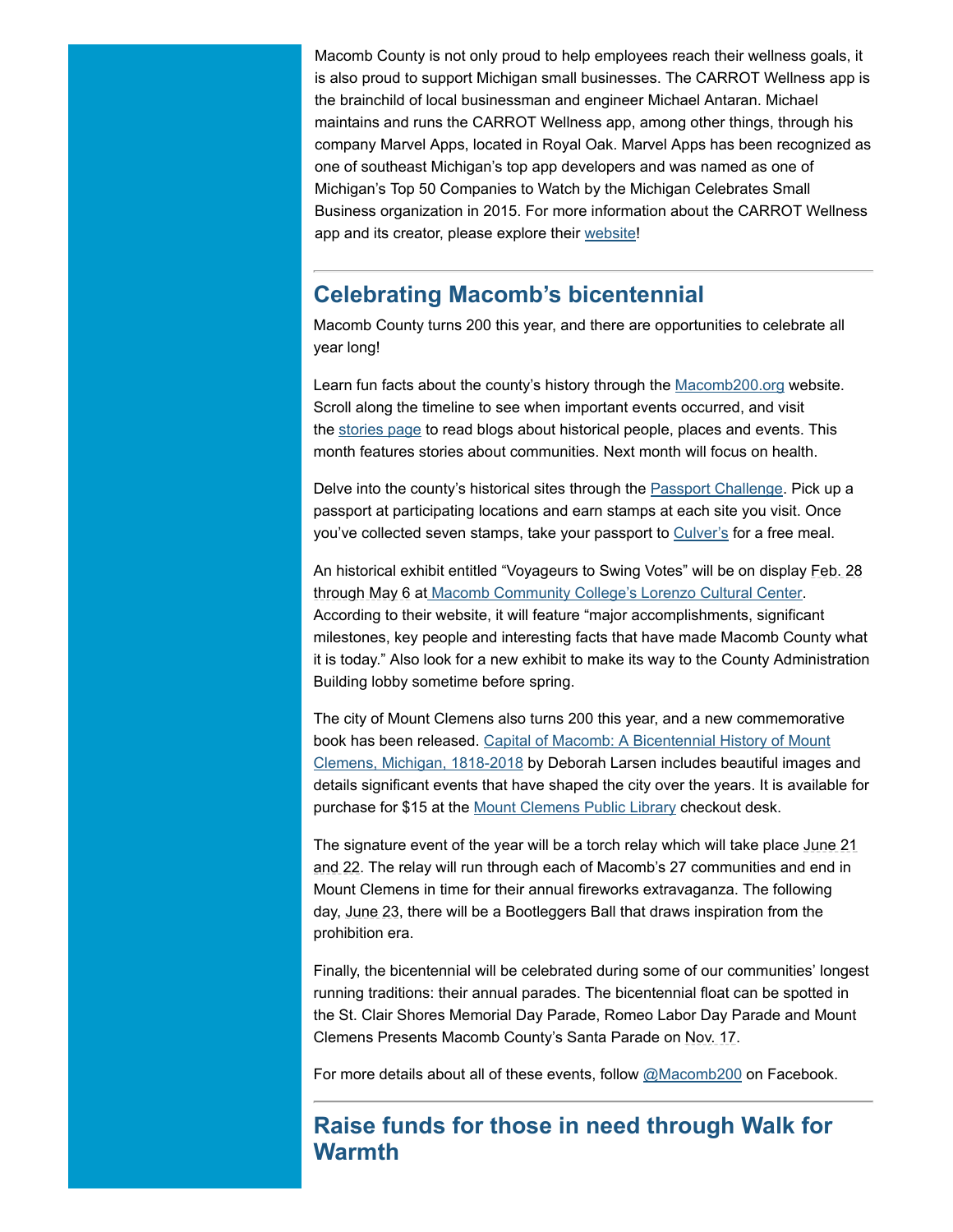Macomb County is not only proud to help employees reach their wellness goals, it is also proud to support Michigan small businesses. The CARROT Wellness app is the brainchild of local businessman and engineer Michael Antaran. Michael maintains and runs the CARROT Wellness app, among other things, through his company Marvel Apps, located in Royal Oak. Marvel Apps has been recognized as one of southeast Michigan's top app developers and was named as one of Michigan's Top 50 Companies to Watch by the Michigan Celebrates Small Business organization in 2015. For more information about the CARROT Wellness app and its creator, please explore their website!

---

## Celebrating Macomb's bicentennial

Macomb County turns 200 this year, and there are opportunities to celebrate all year long!

Learn fun facts about the county's history through the Macomb200.org website. Scroll along the timeline to see when important events occurred, and visit the stories page to read blogs about historical people, places and events. This month features stories about communities. Next month will focus on health.

Delve into the county's historical sites through the Passport Challenge. Pick up a passport at participating locations and earn stamps at each site you visit. Once you've collected seven stamps, take your passport to Culver's for a free meal.

An historical exhibit entitled "Voyageurs to Swing Votes" will be on display Feb. 28 through May 6 at Macomb Community College's Lorenzo Cultural Center. According to their website, it will feature "major accomplishments, significant milestones, key people and interesting facts that have made Macomb County what it is today." Also look for a new exhibit to make its way to the County Administration Building lobby sometime before spring.

The city of Mount Clemens also turns 200 this year, and a new commemorative book has been released. Capital of Macomb: A Bicentennial History of Mount Clemens, Michigan, 1818-2018 by Deborah Larsen includes beautiful images and details significant events that have shaped the city over the years. It is available for purchase for $15 at the Mount Clemens Public Library checkout desk.

The signature event of the year will be a torch relay which will take place June 21 and 22. The relay will run through each of Macomb's 27 communities and end in Mount Clemens in time for their annual fireworks extravaganza. The following day, June 23, there will be a Bootleggers Ball that draws inspiration from the prohibition era.

Finally, the bicentennial will be celebrated during some of our communities' longest running traditions: their annual parades. The bicentennial float can be spotted in the St. Clair Shores Memorial Day Parade, Romeo Labor Day Parade and Mount Clemens Presents Macomb County's Santa Parade on Nov. 17.

For more details about all of these events, follow @Macomb200 on Facebook.

---

## Raise funds for those in need through Walk for Warmth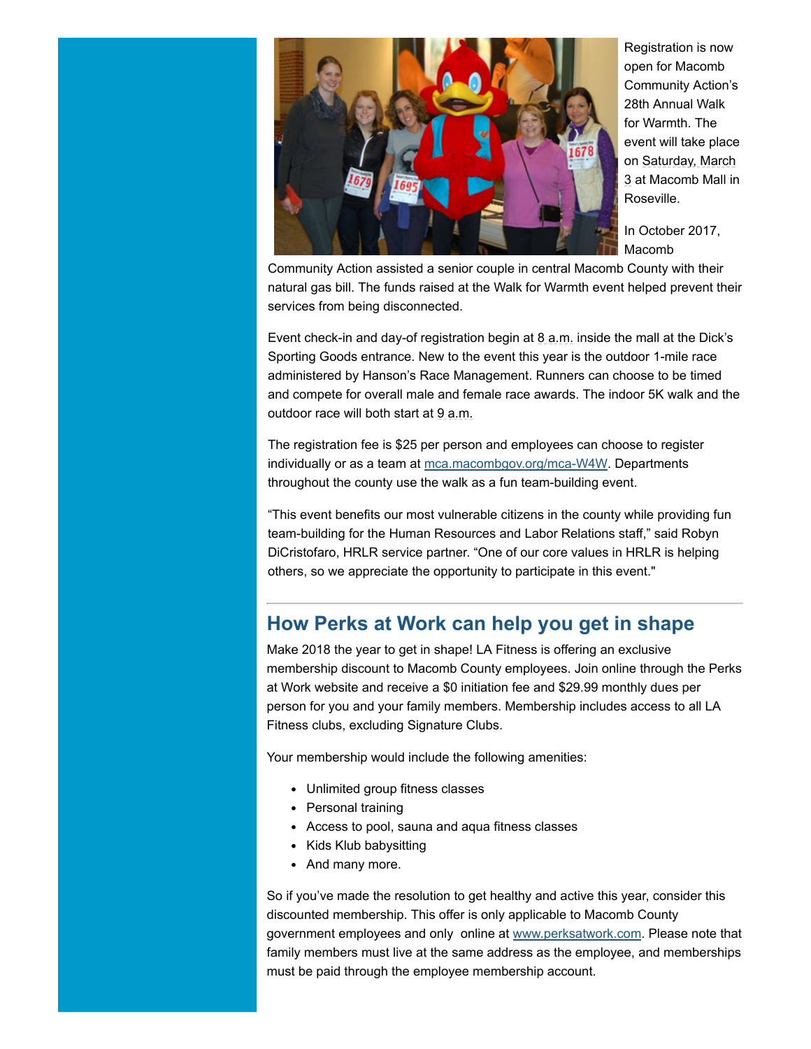Registration is now open for Macomb Community Action's 28th Annual Walk for Warmth. The event will take place on Saturday, March 3 at Macomb Mall in Roseville.

In October 2017, Macomb Community Action assisted a senior couple in central Macomb County with their natural gas bill. The funds raised at the Walk for Warmth event helped prevent their services from being disconnected.

Event check-in and day-of registration begin at 8 a.m. inside the mall at the Dick's Sporting Goods entrance. New to the event this year is the outdoor 1-mile race administered by Hanson's Race Management. Runners can choose to be timed and compete for overall male and female race awards. The indoor 5K walk and the outdoor race will both start at 9 a.m.

The registration fee is $25 per person and employees can choose to register individually or as a team at [mca.macombgov.org/mca-W4W](mca.macombgov.org/mca-W4W). Departments throughout the county use the walk as a fun team-building event.

"This event benefits our most vulnerable citizens in the county while providing fun team-building for the Human Resources and Labor Relations staff," said Robyn DiCristofaro, HRLR service partner. "One of our core values in HRLR is helping others, so we appreciate the opportunity to participate in this event."

---

## How Perks at Work can help you get in shape

Make 2018 the year to get in shape! LA Fitness is offering an exclusive membership discount to Macomb County employees. Join online through the Perks at Work website and receive a $0 initiation fee and $29.99 monthly dues per person for you and your family members. Membership includes access to all LA Fitness clubs, excluding Signature Clubs.

Your membership would include the following amenities:

- Unlimited group fitness classes
- Personal training
- Access to pool, sauna and aqua fitness classes
- Kids Klub babysitting
- And many more.

So if you've made the resolution to get healthy and active this year, consider this discounted membership. This offer is only applicable to Macomb County government employees and only online at [www.perksatwork.com](www.perksatwork.com). Please note that family members must live at the same address as the employee, and memberships must be paid through the employee membership account.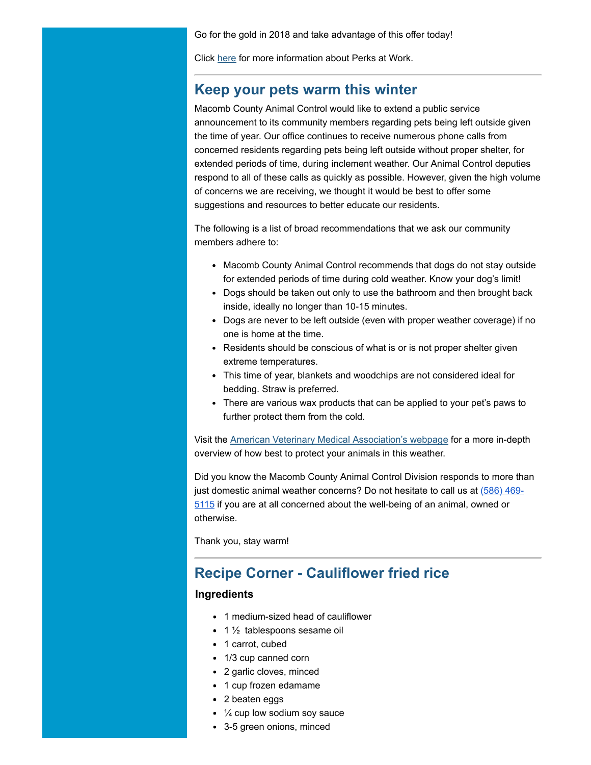Go for the gold in 2018 and take advantage of this offer today!

Click here for more information about Perks at Work.

---

## Keep your pets warm this winter

Macomb County Animal Control would like to extend a public service announcement to its community members regarding pets being left outside given the time of year. Our office continues to receive numerous phone calls from concerned residents regarding pets being left outside without proper shelter, for extended periods of time, during inclement weather. Our Animal Control deputies respond to all of these calls as quickly as possible. However, given the high volume of concerns we are receiving, we thought it would be best to offer some suggestions and resources to better educate our residents.

The following is a list of broad recommendations that we ask our community members adhere to:

- Macomb County Animal Control recommends that dogs do not stay outside for extended periods of time during cold weather. Know your dog's limit!
- Dogs should be taken out only to use the bathroom and then brought back inside, ideally no longer than 10-15 minutes.
- Dogs are never to be left outside (even with proper weather coverage) if no one is home at the time.
- Residents should be conscious of what is or is not proper shelter given extreme temperatures.
- This time of year, blankets and woodchips are not considered ideal for bedding. Straw is preferred.
- There are various wax products that can be applied to your pet's paws to further protect them from the cold.

Visit the American Veterinary Medical Association's webpage for a more in-depth overview of how best to protect your animals in this weather.

Did you know the Macomb County Animal Control Division responds to more than just domestic animal weather concerns? Do not hesitate to call us at (586) 469-5115 if you are at all concerned about the well-being of an animal, owned or otherwise.

Thank you, stay warm!

---

## Recipe Corner - Cauliflower fried rice

### Ingredients

- 1 medium-sized head of cauliflower
- 1 ½ tablespoons sesame oil
- 1 carrot, cubed
- 1/3 cup canned corn
- 2 garlic cloves, minced
- 1 cup frozen edamame
- 2 beaten eggs
- ¼ cup low sodium soy sauce
- 3-5 green onions, minced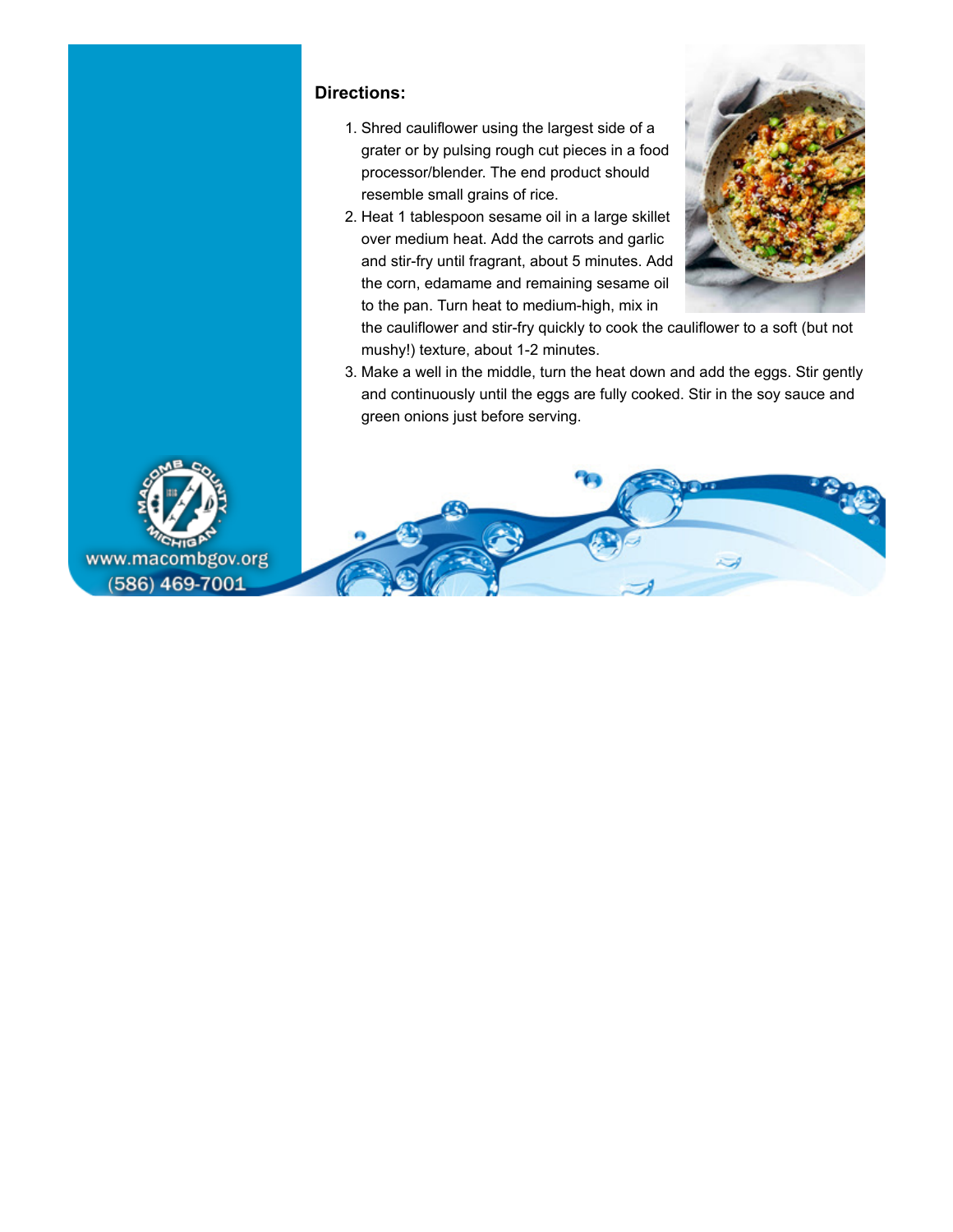**Directions:**

1. Shred cauliflower using the largest side of a grater or by pulsing rough cut pieces in a food processor/blender. The end product should resemble small grains of rice.
2. Heat 1 tablespoon sesame oil in a large skillet over medium heat. Add the carrots and garlic and stir-fry until fragrant, about 5 minutes. Add the corn, edamame and remaining sesame oil to the pan. Turn heat to medium-high, mix in the cauliflower and stir-fry quickly to cook the cauliflower to a soft (but not mushy!) texture, about 1-2 minutes.
3. Make a well in the middle, turn the heat down and add the eggs. Stir gently and continuously until the eggs are fully cooked. Stir in the soy sauce and green onions just before serving.

www.macombgov.org
(586) 469-7001